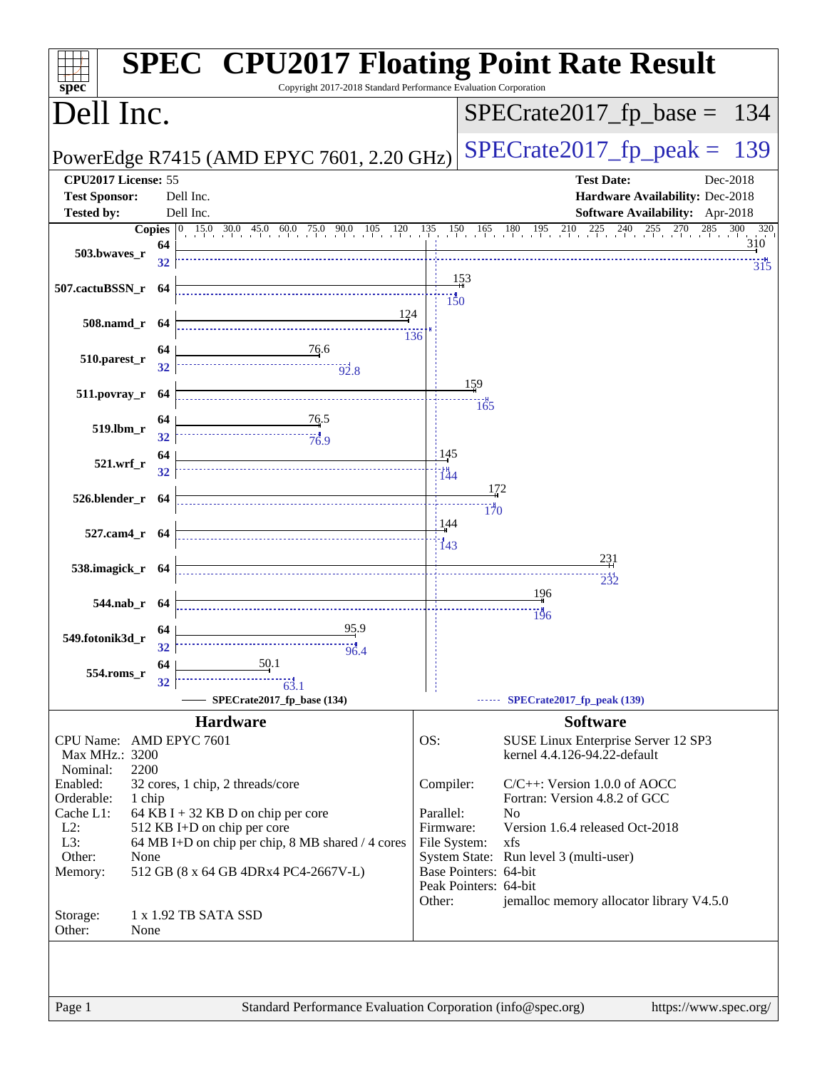# SPEC CPU2017 Floating Point Rate Result

Copyright 2017-2018 Standard Performance Evaluation Corporation

## Dell Inc.

PowerEdge R7415 (AMD EPYC 7601, 2.20 GHz)

SPECrate2017_fp_base = 134

SPECrate2017_fp_peak = 139

| | | | |
|---|---|---|---|
| **CPU2017 License:** | 55 | **Test Date:** | Dec-2018 |
| **Test Sponsor:** | Dell Inc. | **Hardware Availability:** | Dec-2018 |
| **Tested by:** | Dell Inc. | **Software Availability:** | Apr-2018 |

| Benchmark | Copies (base) | Base | Copies (peak) | Peak |
|---|---|---|---|---|
| 503.bwaves_r | 64 | 310 | 32 | 315 |
| 507.cactuBSSN_r | 64 | 153 | 64 | 150 |
| 508.namd_r | 64 | 124 | 64 | 136 |
| 510.parest_r | 64 | 76.6 | 32 | 92.8 |
| 511.povray_r | 64 | 159 | 64 | 165 |
| 519.lbm_r | 64 | 76.5 | 32 | 76.9 |
| 521.wrf_r | 64 | 145 | 32 | 144 |
| 526.blender_r | 64 | 172 | 64 | 170 |
| 527.cam4_r | 64 | 144 | 64 | 143 |
| 538.imagick_r | 64 | 231 | 64 | 232 |
| 544.nab_r | 64 | 196 | 64 | 196 |
| 549.fotonik3d_r | 64 | 95.9 | 32 | 96.4 |
| 554.roms_r | 64 | 50.1 | 32 | 63.1 |

SPECrate2017_fp_base (134) — SPECrate2017_fp_peak (139)

## Hardware

| | |
|---|---|
| CPU Name: | AMD EPYC 7601 |
| Max MHz.: | 3200 |
| Nominal: | 2200 |
| Enabled: | 32 cores, 1 chip, 2 threads/core |
| Orderable: | 1 chip |
| Cache L1: | 64 KB I + 32 KB D on chip per core |
| L2: | 512 KB I+D on chip per core |
| L3: | 64 MB I+D on chip per chip, 8 MB shared / 4 cores |
| Other: | None |
| Memory: | 512 GB (8 x 64 GB 4DRx4 PC4-2667V-L) |
| Storage: | 1 x 1.92 TB SATA SSD |
| Other: | None |

## Software

| | |
|---|---|
| OS: | SUSE Linux Enterprise Server 12 SP3<br>kernel 4.4.126-94.22-default |
| Compiler: | C/C++: Version 1.0.0 of AOCC<br>Fortran: Version 4.8.2 of GCC |
| Parallel: | No |
| Firmware: | Version 1.6.4 released Oct-2018 |
| File System: | xfs |
| System State: | Run level 3 (multi-user) |
| Base Pointers: | 64-bit |
| Peak Pointers: | 64-bit |
| Other: | jemalloc memory allocator library V4.5.0 |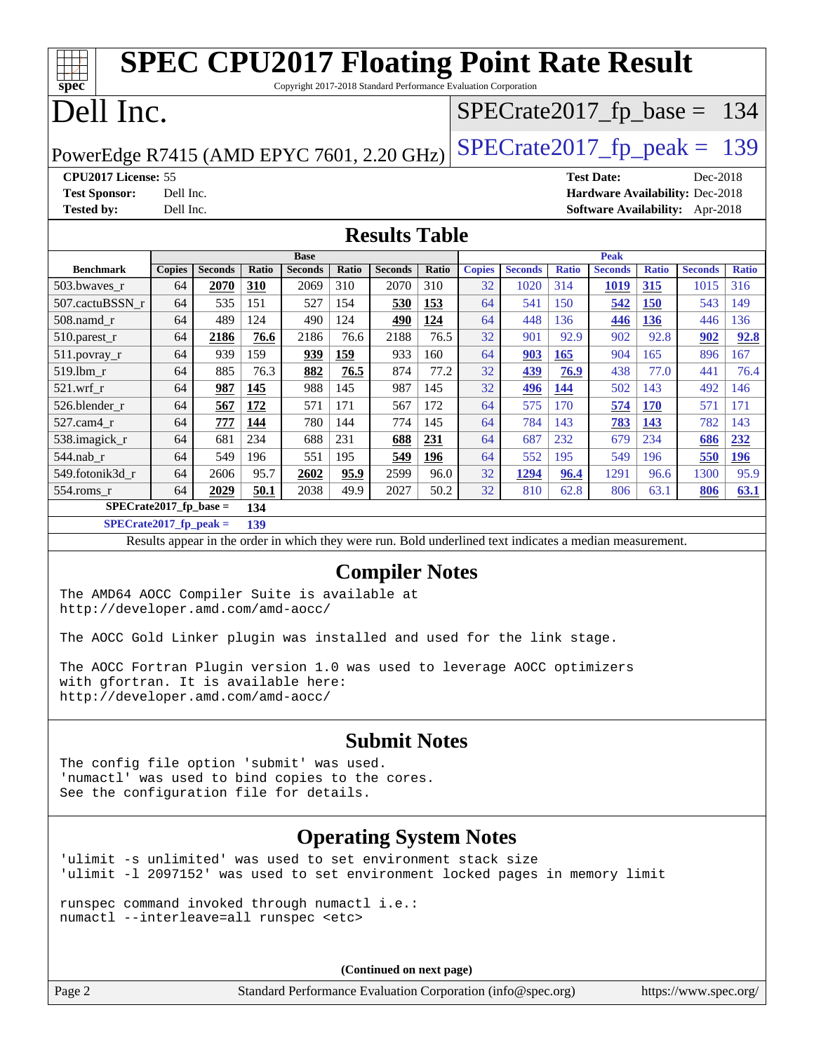# SPEC CPU2017 Floating Point Rate Result

Copyright 2017-2018 Standard Performance Evaluation Corporation

# Dell Inc.

PowerEdge R7415 (AMD EPYC 7601, 2.20 GHz)

SPECrate2017_fp_base = 134

SPECrate2017_fp_peak = 139

**CPU2017 License:** 55
**Test Sponsor:** Dell Inc.
**Tested by:** Dell Inc.

**Test Date:** Dec-2018
**Hardware Availability:** Dec-2018
**Software Availability:** Apr-2018

## Results Table

| Benchmark | Base | | | | | | | Peak | | | | | | |
|---|---|---|---|---|---|---|---|---|---|---|---|---|---|---|
| | Copies | Seconds | Ratio | Seconds | Ratio | Seconds | Ratio | Copies | Seconds | Ratio | Seconds | Ratio | Seconds | Ratio |
| 503.bwaves_r | 64 | **2070** | **310** | 2069 | 310 | 2070 | 310 | 32 | 1020 | 314 | **1019** | **315** | 1015 | 316 |
| 507.cactuBSSN_r | 64 | 535 | 151 | 527 | 154 | **530** | **153** | 64 | 541 | 150 | **542** | **150** | 543 | 149 |
| 508.namd_r | 64 | 489 | 124 | 490 | 124 | **490** | **124** | 64 | 448 | 136 | **446** | **136** | 446 | 136 |
| 510.parest_r | 64 | **2186** | **76.6** | 2186 | 76.6 | 2188 | 76.5 | 32 | 901 | 92.9 | 902 | 92.8 | **902** | **92.8** |
| 511.povray_r | 64 | 939 | 159 | **939** | **159** | 933 | 160 | 64 | **903** | **165** | 904 | 165 | 896 | 167 |
| 519.lbm_r | 64 | 885 | 76.3 | **882** | **76.5** | 874 | 77.2 | 32 | **439** | **76.9** | 438 | 77.0 | 441 | 76.4 |
| 521.wrf_r | 64 | **987** | **145** | 988 | 145 | 987 | 145 | 32 | **496** | **144** | 502 | 143 | 492 | 146 |
| 526.blender_r | 64 | **567** | **172** | 571 | 171 | 567 | 172 | 64 | 575 | 170 | **574** | **170** | 571 | 171 |
| 527.cam4_r | 64 | **777** | **144** | 780 | 144 | 774 | 145 | 64 | 784 | 143 | **783** | **143** | 782 | 143 |
| 538.imagick_r | 64 | 681 | 234 | 688 | 231 | **688** | **231** | 64 | 687 | 232 | 679 | 234 | **686** | **232** |
| 544.nab_r | 64 | 549 | 196 | 551 | 195 | **549** | **196** | 64 | 552 | 195 | 549 | 196 | **550** | **196** |
| 549.fotonik3d_r | 64 | 2606 | 95.7 | **2602** | **95.9** | 2599 | 96.0 | 32 | **1294** | **96.4** | 1291 | 96.6 | 1300 | 95.9 |
| 554.roms_r | 64 | **2029** | **50.1** | 2038 | 49.9 | 2027 | 50.2 | 32 | 810 | 62.8 | 806 | 63.1 | **806** | **63.1** |

**SPECrate2017_fp_base = 134**

**SPECrate2017_fp_peak = 139**

Results appear in the order in which they were run. Bold underlined text indicates a median measurement.

## Compiler Notes

```
The AMD64 AOCC Compiler Suite is available at
http://developer.amd.com/amd-aocc/

The AOCC Gold Linker plugin was installed and used for the link stage.

The AOCC Fortran Plugin version 1.0 was used to leverage AOCC optimizers
with gfortran. It is available here:
http://developer.amd.com/amd-aocc/
```

## Submit Notes

```
The config file option 'submit' was used.
'numactl' was used to bind copies to the cores.
See the configuration file for details.
```

## Operating System Notes

```
'ulimit -s unlimited' was used to set environment stack size
'ulimit -l 2097152' was used to set environment locked pages in memory limit

runspec command invoked through numactl i.e.:
numactl --interleave=all runspec <etc>
```

(Continued on next page)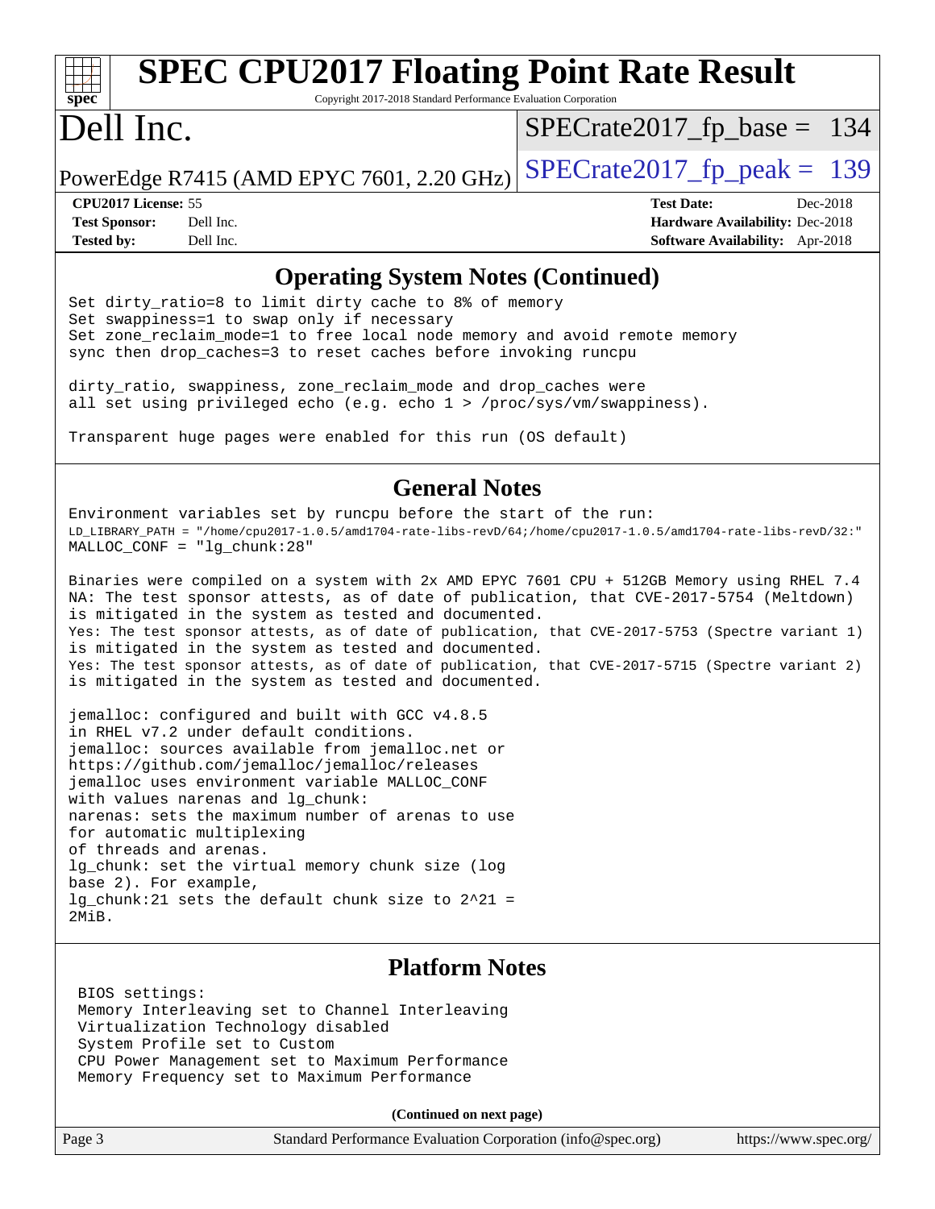## Operating System Notes (Continued)

```
Set dirty_ratio=8 to limit dirty cache to 8% of memory
Set swappiness=1 to swap only if necessary
Set zone_reclaim_mode=1 to free local node memory and avoid remote memory
sync then drop_caches=3 to reset caches before invoking runcpu

dirty_ratio, swappiness, zone_reclaim_mode and drop_caches were
all set using privileged echo (e.g. echo 1 > /proc/sys/vm/swappiness).

Transparent huge pages were enabled for this run (OS default)
```

## General Notes

```
Environment variables set by runcpu before the start of the run:
LD_LIBRARY_PATH = "/home/cpu2017-1.0.5/amd1704-rate-libs-revD/64;/home/cpu2017-1.0.5/amd1704-rate-libs-revD/32:"
MALLOC_CONF = "lg_chunk:28"

Binaries were compiled on a system with 2x AMD EPYC 7601 CPU + 512GB Memory using RHEL 7.4
NA: The test sponsor attests, as of date of publication, that CVE-2017-5754 (Meltdown)
is mitigated in the system as tested and documented.
Yes: The test sponsor attests, as of date of publication, that CVE-2017-5753 (Spectre variant 1)
is mitigated in the system as tested and documented.
Yes: The test sponsor attests, as of date of publication, that CVE-2017-5715 (Spectre variant 2)
is mitigated in the system as tested and documented.

jemalloc: configured and built with GCC v4.8.5
in RHEL v7.2 under default conditions.
jemalloc: sources available from jemalloc.net or
https://github.com/jemalloc/jemalloc/releases
jemalloc uses environment variable MALLOC_CONF
with values narenas and lg_chunk:
narenas: sets the maximum number of arenas to use
for automatic multiplexing
of threads and arenas.
lg_chunk: set the virtual memory chunk size (log
base 2). For example,
lg_chunk:21 sets the default chunk size to 2^21 =
2MiB.
```

## Platform Notes

```
BIOS settings:
Memory Interleaving set to Channel Interleaving
Virtualization Technology disabled
System Profile set to Custom
CPU Power Management set to Maximum Performance
Memory Frequency set to Maximum Performance
```

**(Continued on next page)**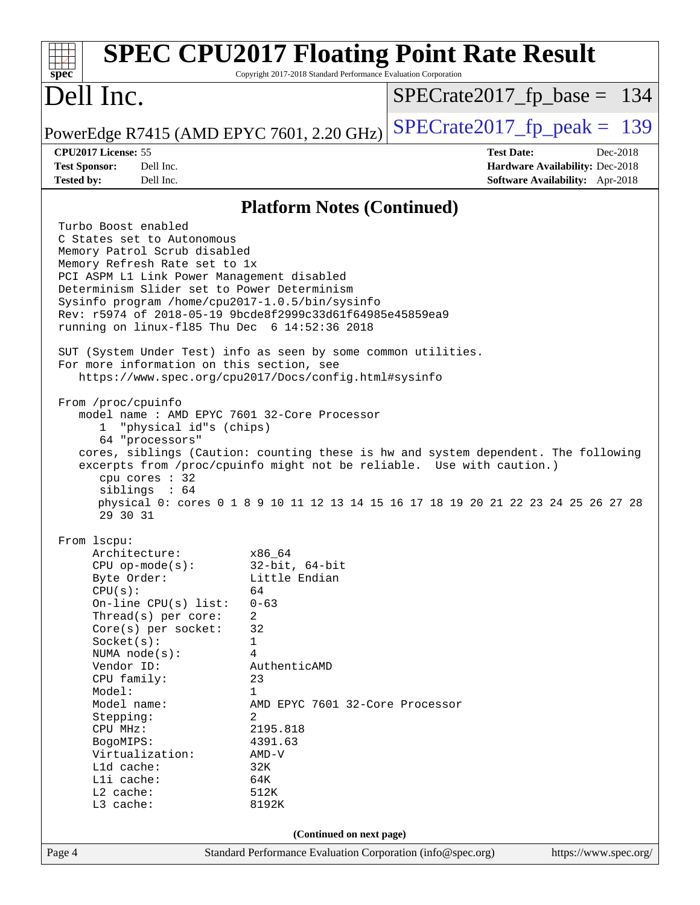## Platform Notes (Continued)

```
Turbo Boost enabled
C States set to Autonomous
Memory Patrol Scrub disabled
Memory Refresh Rate set to 1x
PCI ASPM L1 Link Power Management disabled
Determinism Slider set to Power Determinism
Sysinfo program /home/cpu2017-1.0.5/bin/sysinfo
Rev: r5974 of 2018-05-19 9bcde8f2999c33d61f64985e45859ea9
running on linux-fl85 Thu Dec  6 14:52:36 2018

SUT (System Under Test) info as seen by some common utilities.
For more information on this section, see
   https://www.spec.org/cpu2017/Docs/config.html#sysinfo

From /proc/cpuinfo
   model name : AMD EPYC 7601 32-Core Processor
      1  "physical id"s (chips)
      64 "processors"
   cores, siblings (Caution: counting these is hw and system dependent. The following
   excerpts from /proc/cpuinfo might not be reliable.  Use with caution.)
      cpu cores : 32
      siblings  : 64
      physical 0: cores 0 1 8 9 10 11 12 13 14 15 16 17 18 19 20 21 22 23 24 25 26 27 28
      29 30 31

From lscpu:
     Architecture:          x86_64
     CPU op-mode(s):        32-bit, 64-bit
     Byte Order:            Little Endian
     CPU(s):                64
     On-line CPU(s) list:   0-63
     Thread(s) per core:    2
     Core(s) per socket:    32
     Socket(s):             1
     NUMA node(s):          4
     Vendor ID:             AuthenticAMD
     CPU family:            23
     Model:                 1
     Model name:            AMD EPYC 7601 32-Core Processor
     Stepping:              2
     CPU MHz:               2195.818
     BogoMIPS:              4391.63
     Virtualization:        AMD-V
     L1d cache:             32K
     L1i cache:             64K
     L2 cache:              512K
     L3 cache:              8192K
```

(Continued on next page)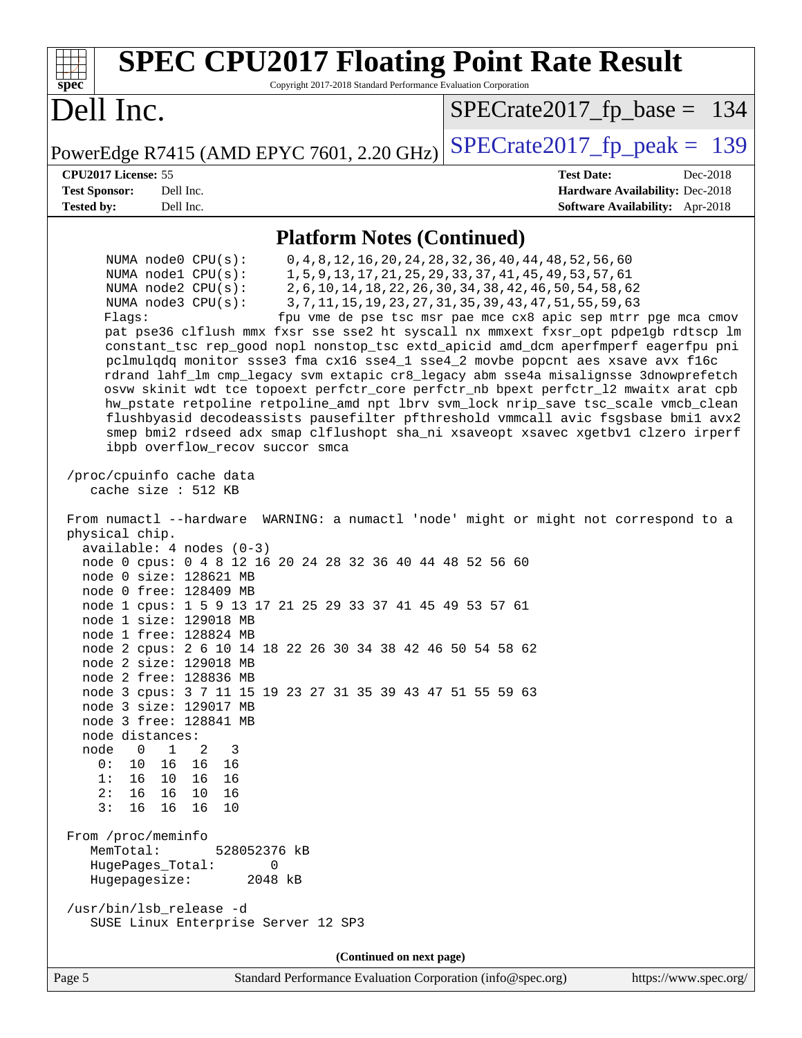## Platform Notes (Continued)

```
     NUMA node0 CPU(s):     0,4,8,12,16,20,24,28,32,36,40,44,48,52,56,60
     NUMA node1 CPU(s):     1,5,9,13,17,21,25,29,33,37,41,45,49,53,57,61
     NUMA node2 CPU(s):     2,6,10,14,18,22,26,30,34,38,42,46,50,54,58,62
     NUMA node3 CPU(s):     3,7,11,15,19,23,27,31,35,39,43,47,51,55,59,63
     Flags:                 fpu vme de pse tsc msr pae mce cx8 apic sep mtrr pge mca cmov
     pat pse36 clflush mmx fxsr sse sse2 ht syscall nx mmxext fxsr_opt pdpe1gb rdtscp lm
     constant_tsc rep_good nopl nonstop_tsc extd_apicid amd_dcm aperfmperf eagerfpu pni
     pclmulqdq monitor ssse3 fma cx16 sse4_1 sse4_2 movbe popcnt aes xsave avx f16c
     rdrand lahf_lm cmp_legacy svm extapic cr8_legacy abm sse4a misalignsse 3dnowprefetch
     osvw skinit wdt tce topoext perfctr_core perfctr_nb bpext perfctr_l2 mwaitx arat cpb
     hw_pstate retpoline retpoline_amd npt lbrv svm_lock nrip_save tsc_scale vmcb_clean
     flushbyasid decodeassists pausefilter pfthreshold vmmcall avic fsgsbase bmi1 avx2
     smep bmi2 rdseed adx smap clflushopt sha_ni xsaveopt xsavec xgetbv1 clzero irperf
     ibpb overflow_recov succor smca

 /proc/cpuinfo cache data
    cache size : 512 KB

 From numactl --hardware  WARNING: a numactl 'node' might or might not correspond to a
 physical chip.
   available: 4 nodes (0-3)
   node 0 cpus: 0 4 8 12 16 20 24 28 32 36 40 44 48 52 56 60
   node 0 size: 128621 MB
   node 0 free: 128409 MB
   node 1 cpus: 1 5 9 13 17 21 25 29 33 37 41 45 49 53 57 61
   node 1 size: 129018 MB
   node 1 free: 128824 MB
   node 2 cpus: 2 6 10 14 18 22 26 30 34 38 42 46 50 54 58 62
   node 2 size: 129018 MB
   node 2 free: 128836 MB
   node 3 cpus: 3 7 11 15 19 23 27 31 35 39 43 47 51 55 59 63
   node 3 size: 129017 MB
   node 3 free: 128841 MB
   node distances:
   node   0   1   2   3
     0:  10  16  16  16
     1:  16  10  16  16
     2:  16  16  10  16
     3:  16  16  16  10

 From /proc/meminfo
    MemTotal:       528052376 kB
    HugePages_Total:       0
    Hugepagesize:       2048 kB

 /usr/bin/lsb_release -d
    SUSE Linux Enterprise Server 12 SP3
```

(Continued on next page)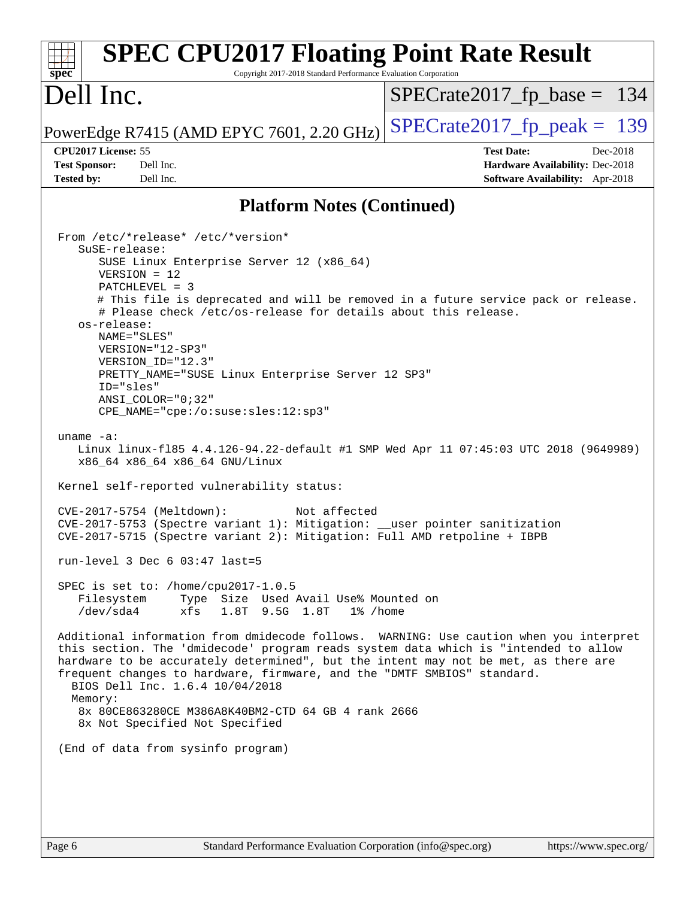## Platform Notes (Continued)

```
From /etc/*release* /etc/*version*
   SuSE-release:
      SUSE Linux Enterprise Server 12 (x86_64)
      VERSION = 12
      PATCHLEVEL = 3
      # This file is deprecated and will be removed in a future service pack or release.
      # Please check /etc/os-release for details about this release.
   os-release:
      NAME="SLES"
      VERSION="12-SP3"
      VERSION_ID="12.3"
      PRETTY_NAME="SUSE Linux Enterprise Server 12 SP3"
      ID="sles"
      ANSI_COLOR="0;32"
      CPE_NAME="cpe:/o:suse:sles:12:sp3"

uname -a:
   Linux linux-fl85 4.4.126-94.22-default #1 SMP Wed Apr 11 07:45:03 UTC 2018 (9649989)
   x86_64 x86_64 x86_64 GNU/Linux

Kernel self-reported vulnerability status:

CVE-2017-5754 (Meltdown):          Not affected
CVE-2017-5753 (Spectre variant 1): Mitigation: __user pointer sanitization
CVE-2017-5715 (Spectre variant 2): Mitigation: Full AMD retpoline + IBPB

run-level 3 Dec 6 03:47 last=5

SPEC is set to: /home/cpu2017-1.0.5
   Filesystem     Type  Size  Used Avail Use% Mounted on
   /dev/sda4      xfs   1.8T  9.5G  1.8T   1% /home

Additional information from dmidecode follows.  WARNING: Use caution when you interpret
this section. The 'dmidecode' program reads system data which is "intended to allow
hardware to be accurately determined", but the intent may not be met, as there are
frequent changes to hardware, firmware, and the "DMTF SMBIOS" standard.
  BIOS Dell Inc. 1.6.4 10/04/2018
  Memory:
   8x 80CE863280CE M386A8K40BM2-CTD 64 GB 4 rank 2666
   8x Not Specified Not Specified

(End of data from sysinfo program)
```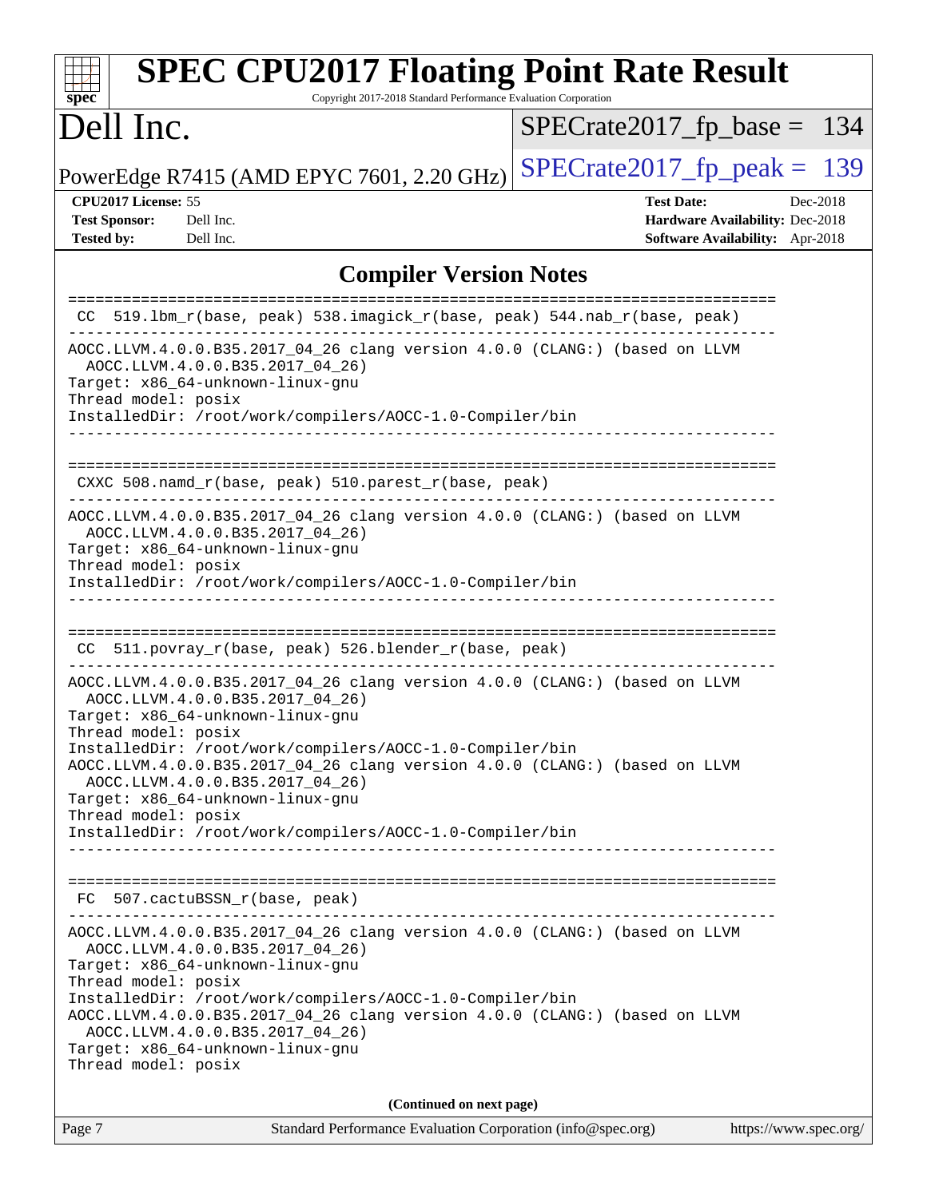# SPEC CPU2017 Floating Point Rate Result

Copyright 2017-2018 Standard Performance Evaluation Corporation

## Dell Inc.

PowerEdge R7415 (AMD EPYC 7601, 2.20 GHz)

SPECrate2017_fp_base = 134

SPECrate2017_fp_peak = 139

**CPU2017 License:** 55
**Test Sponsor:** Dell Inc.
**Tested by:** Dell Inc.

**Test Date:** Dec-2018
**Hardware Availability:** Dec-2018
**Software Availability:** Apr-2018

### Compiler Version Notes

```
==============================================================================
 CC  519.lbm_r(base, peak) 538.imagick_r(base, peak) 544.nab_r(base, peak)
------------------------------------------------------------------------------
AOCC.LLVM.4.0.0.B35.2017_04_26 clang version 4.0.0 (CLANG:) (based on LLVM
  AOCC.LLVM.4.0.0.B35.2017_04_26)
Target: x86_64-unknown-linux-gnu
Thread model: posix
InstalledDir: /root/work/compilers/AOCC-1.0-Compiler/bin
------------------------------------------------------------------------------

==============================================================================
 CXXC 508.namd_r(base, peak) 510.parest_r(base, peak)
------------------------------------------------------------------------------
AOCC.LLVM.4.0.0.B35.2017_04_26 clang version 4.0.0 (CLANG:) (based on LLVM
  AOCC.LLVM.4.0.0.B35.2017_04_26)
Target: x86_64-unknown-linux-gnu
Thread model: posix
InstalledDir: /root/work/compilers/AOCC-1.0-Compiler/bin
------------------------------------------------------------------------------

==============================================================================
 CC  511.povray_r(base, peak) 526.blender_r(base, peak)
------------------------------------------------------------------------------
AOCC.LLVM.4.0.0.B35.2017_04_26 clang version 4.0.0 (CLANG:) (based on LLVM
  AOCC.LLVM.4.0.0.B35.2017_04_26)
Target: x86_64-unknown-linux-gnu
Thread model: posix
InstalledDir: /root/work/compilers/AOCC-1.0-Compiler/bin
AOCC.LLVM.4.0.0.B35.2017_04_26 clang version 4.0.0 (CLANG:) (based on LLVM
  AOCC.LLVM.4.0.0.B35.2017_04_26)
Target: x86_64-unknown-linux-gnu
Thread model: posix
InstalledDir: /root/work/compilers/AOCC-1.0-Compiler/bin
------------------------------------------------------------------------------

==============================================================================
 FC  507.cactuBSSN_r(base, peak)
------------------------------------------------------------------------------
AOCC.LLVM.4.0.0.B35.2017_04_26 clang version 4.0.0 (CLANG:) (based on LLVM
  AOCC.LLVM.4.0.0.B35.2017_04_26)
Target: x86_64-unknown-linux-gnu
Thread model: posix
InstalledDir: /root/work/compilers/AOCC-1.0-Compiler/bin
AOCC.LLVM.4.0.0.B35.2017_04_26 clang version 4.0.0 (CLANG:) (based on LLVM
  AOCC.LLVM.4.0.0.B35.2017_04_26)
Target: x86_64-unknown-linux-gnu
Thread model: posix
```

**(Continued on next page)**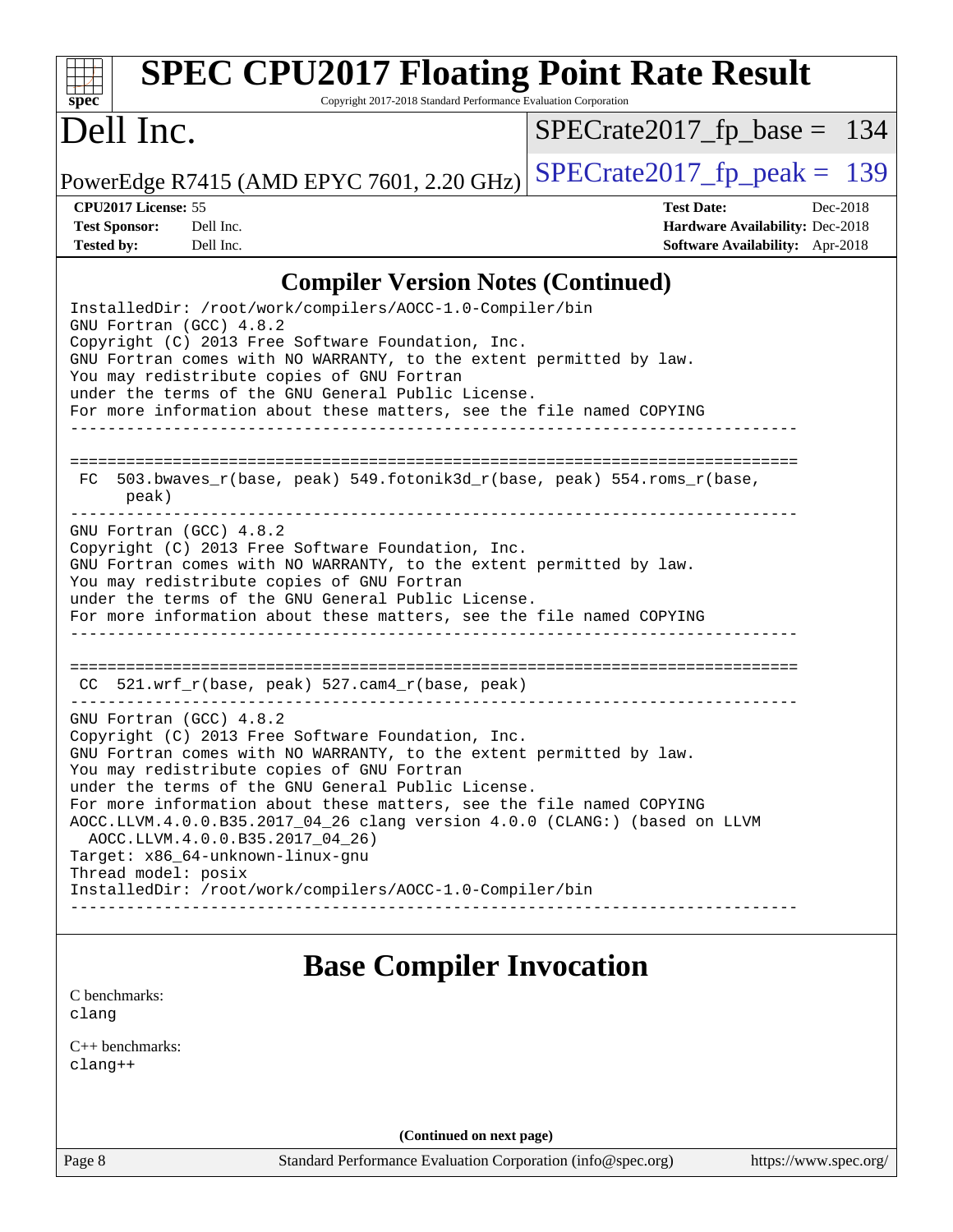## Compiler Version Notes (Continued)

```
InstalledDir: /root/work/compilers/AOCC-1.0-Compiler/bin
GNU Fortran (GCC) 4.8.2
Copyright (C) 2013 Free Software Foundation, Inc.
GNU Fortran comes with NO WARRANTY, to the extent permitted by law.
You may redistribute copies of GNU Fortran
under the terms of the GNU General Public License.
For more information about these matters, see the file named COPYING
------------------------------------------------------------------------------

==============================================================================
 FC  503.bwaves_r(base, peak) 549.fotonik3d_r(base, peak) 554.roms_r(base,
      peak)
------------------------------------------------------------------------------
GNU Fortran (GCC) 4.8.2
Copyright (C) 2013 Free Software Foundation, Inc.
GNU Fortran comes with NO WARRANTY, to the extent permitted by law.
You may redistribute copies of GNU Fortran
under the terms of the GNU General Public License.
For more information about these matters, see the file named COPYING
------------------------------------------------------------------------------

==============================================================================
 CC  521.wrf_r(base, peak) 527.cam4_r(base, peak)
------------------------------------------------------------------------------
GNU Fortran (GCC) 4.8.2
Copyright (C) 2013 Free Software Foundation, Inc.
GNU Fortran comes with NO WARRANTY, to the extent permitted by law.
You may redistribute copies of GNU Fortran
under the terms of the GNU General Public License.
For more information about these matters, see the file named COPYING
AOCC.LLVM.4.0.0.B35.2017_04_26 clang version 4.0.0 (CLANG:) (based on LLVM
  AOCC.LLVM.4.0.0.B35.2017_04_26)
Target: x86_64-unknown-linux-gnu
Thread model: posix
InstalledDir: /root/work/compilers/AOCC-1.0-Compiler/bin
------------------------------------------------------------------------------
```

## Base Compiler Invocation

C benchmarks:
clang

C++ benchmarks:
clang++

(Continued on next page)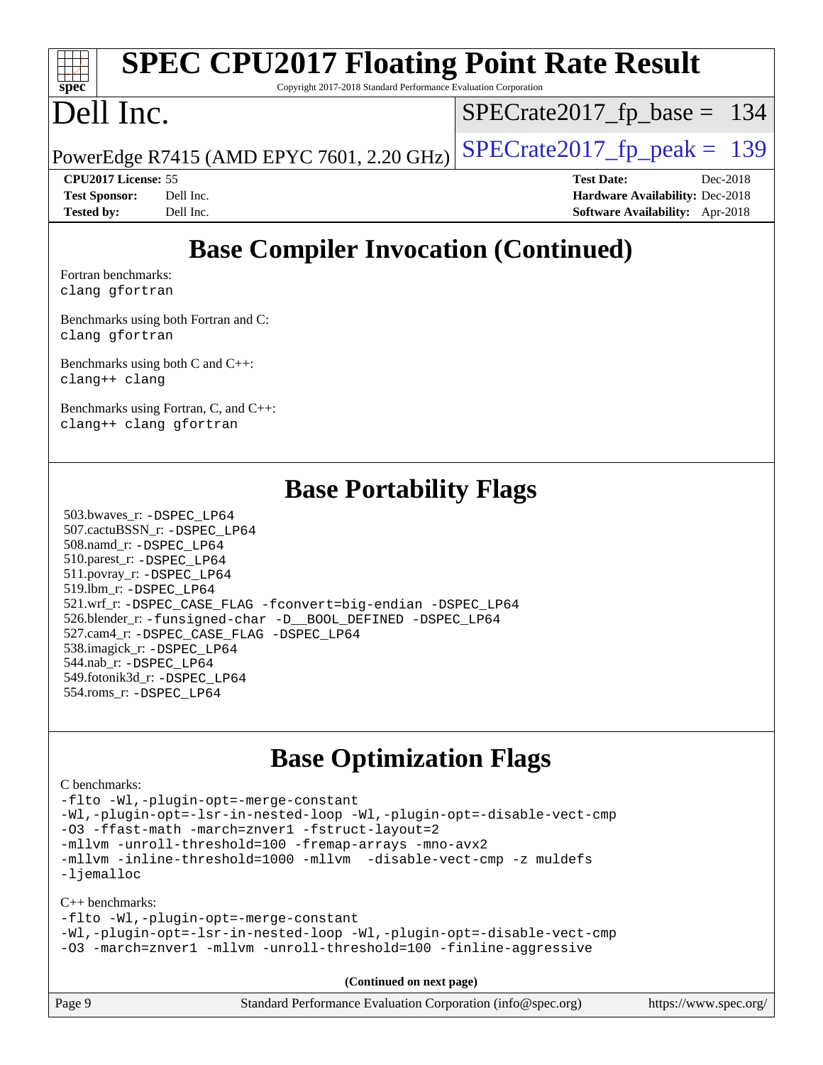# Base Compiler Invocation (Continued)

Fortran benchmarks:
```
clang gfortran
```

Benchmarks using both Fortran and C:
```
clang gfortran
```

Benchmarks using both C and C++:
```
clang++ clang
```

Benchmarks using Fortran, C, and C++:
```
clang++ clang gfortran
```

# Base Portability Flags

503.bwaves_r: -DSPEC_LP64
507.cactuBSSN_r: -DSPEC_LP64
508.namd_r: -DSPEC_LP64
510.parest_r: -DSPEC_LP64
511.povray_r: -DSPEC_LP64
519.lbm_r: -DSPEC_LP64
521.wrf_r: -DSPEC_CASE_FLAG -fconvert=big-endian -DSPEC_LP64
526.blender_r: -funsigned-char -D__BOOL_DEFINED -DSPEC_LP64
527.cam4_r: -DSPEC_CASE_FLAG -DSPEC_LP64
538.imagick_r: -DSPEC_LP64
544.nab_r: -DSPEC_LP64
549.fotonik3d_r: -DSPEC_LP64
554.roms_r: -DSPEC_LP64

# Base Optimization Flags

C benchmarks:
```
-flto -Wl,-plugin-opt=-merge-constant
-Wl,-plugin-opt=-lsr-in-nested-loop -Wl,-plugin-opt=-disable-vect-cmp
-O3 -ffast-math -march=znver1 -fstruct-layout=2
-mllvm -unroll-threshold=100 -fremap-arrays -mno-avx2
-mllvm -inline-threshold=1000 -mllvm  -disable-vect-cmp -z muldefs
-ljemalloc
```

C++ benchmarks:
```
-flto -Wl,-plugin-opt=-merge-constant
-Wl,-plugin-opt=-lsr-in-nested-loop -Wl,-plugin-opt=-disable-vect-cmp
-O3 -march=znver1 -mllvm -unroll-threshold=100 -finline-aggressive
```

**(Continued on next page)**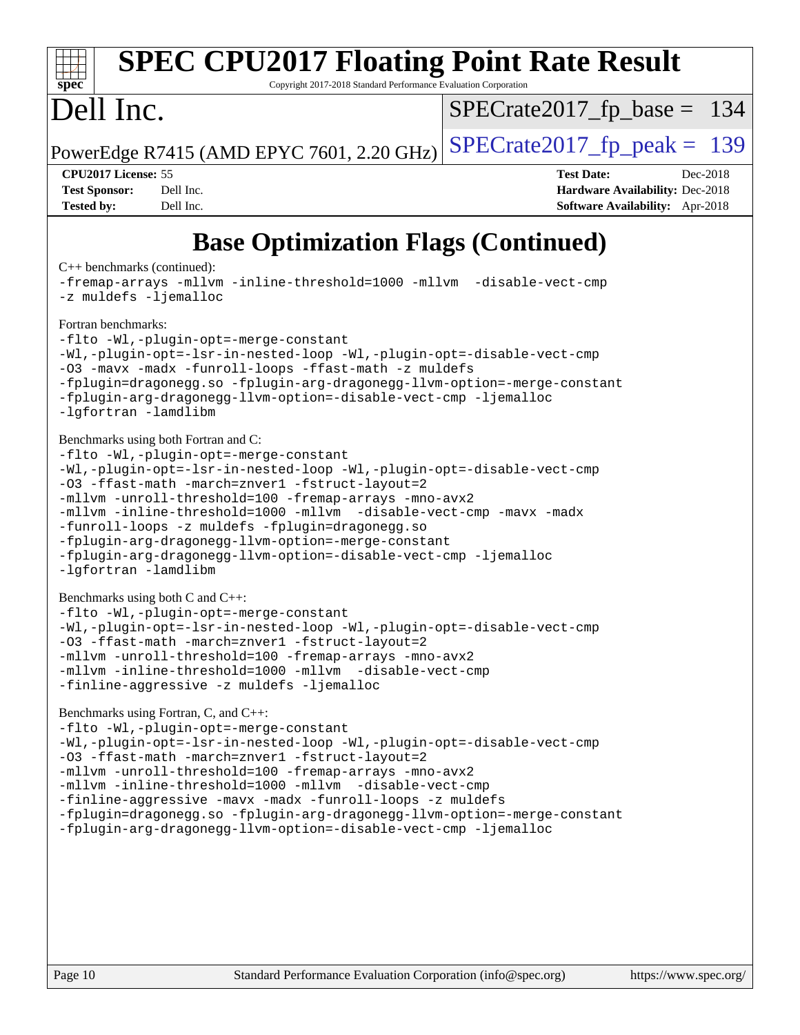# SPEC CPU2017 Floating Point Rate Result

Copyright 2017-2018 Standard Performance Evaluation Corporation

## Dell Inc.

PowerEdge R7415 (AMD EPYC 7601, 2.20 GHz)

SPECrate2017_fp_base = 134

SPECrate2017_fp_peak = 139

| | | | |
|---|---|---|---|
| **CPU2017 License:** | 55 | **Test Date:** | Dec-2018 |
| **Test Sponsor:** | Dell Inc. | **Hardware Availability:** | Dec-2018 |
| **Tested by:** | Dell Inc. | **Software Availability:** | Apr-2018 |

## Base Optimization Flags (Continued)

C++ benchmarks (continued):

```
-fremap-arrays -mllvm -inline-threshold=1000 -mllvm  -disable-vect-cmp
-z muldefs -ljemalloc
```

Fortran benchmarks:

```
-flto -Wl,-plugin-opt=-merge-constant
-Wl,-plugin-opt=-lsr-in-nested-loop -Wl,-plugin-opt=-disable-vect-cmp
-O3 -mavx -madx -funroll-loops -ffast-math -z muldefs
-fplugin=dragonegg.so -fplugin-arg-dragonegg-llvm-option=-merge-constant
-fplugin-arg-dragonegg-llvm-option=-disable-vect-cmp -ljemalloc
-lgfortran -lamdlibm
```

Benchmarks using both Fortran and C:

```
-flto -Wl,-plugin-opt=-merge-constant
-Wl,-plugin-opt=-lsr-in-nested-loop -Wl,-plugin-opt=-disable-vect-cmp
-O3 -ffast-math -march=znver1 -fstruct-layout=2
-mllvm -unroll-threshold=100 -fremap-arrays -mno-avx2
-mllvm -inline-threshold=1000 -mllvm  -disable-vect-cmp -mavx -madx
-funroll-loops -z muldefs -fplugin=dragonegg.so
-fplugin-arg-dragonegg-llvm-option=-merge-constant
-fplugin-arg-dragonegg-llvm-option=-disable-vect-cmp -ljemalloc
-lgfortran -lamdlibm
```

Benchmarks using both C and C++:

```
-flto -Wl,-plugin-opt=-merge-constant
-Wl,-plugin-opt=-lsr-in-nested-loop -Wl,-plugin-opt=-disable-vect-cmp
-O3 -ffast-math -march=znver1 -fstruct-layout=2
-mllvm -unroll-threshold=100 -fremap-arrays -mno-avx2
-mllvm -inline-threshold=1000 -mllvm  -disable-vect-cmp
-finline-aggressive -z muldefs -ljemalloc
```

Benchmarks using Fortran, C, and C++:

```
-flto -Wl,-plugin-opt=-merge-constant
-Wl,-plugin-opt=-lsr-in-nested-loop -Wl,-plugin-opt=-disable-vect-cmp
-O3 -ffast-math -march=znver1 -fstruct-layout=2
-mllvm -unroll-threshold=100 -fremap-arrays -mno-avx2
-mllvm -inline-threshold=1000 -mllvm  -disable-vect-cmp
-finline-aggressive -mavx -madx -funroll-loops -z muldefs
-fplugin=dragonegg.so -fplugin-arg-dragonegg-llvm-option=-merge-constant
-fplugin-arg-dragonegg-llvm-option=-disable-vect-cmp -ljemalloc
```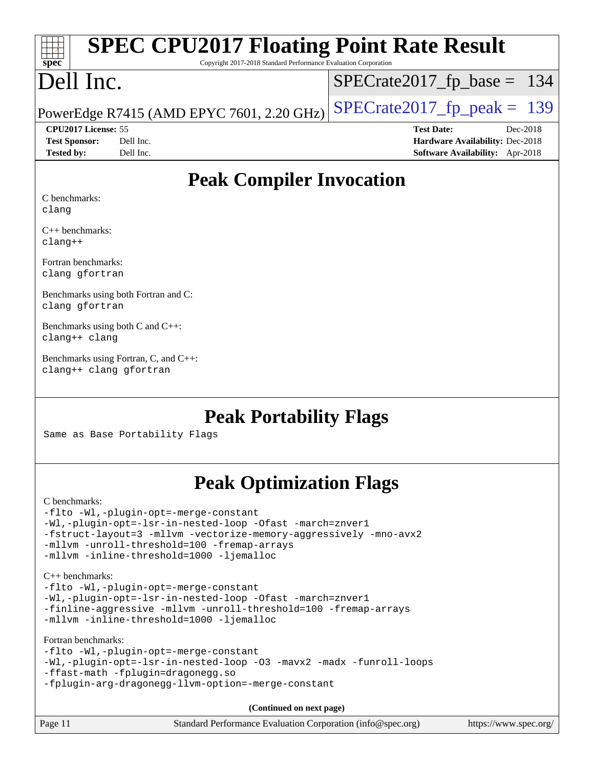# SPEC CPU2017 Floating Point Rate Result

Copyright 2017-2018 Standard Performance Evaluation Corporation

## Dell Inc.

PowerEdge R7415 (AMD EPYC 7601, 2.20 GHz)

SPECrate2017_fp_base = 134

SPECrate2017_fp_peak = 139

**CPU2017 License:** 55
**Test Sponsor:** Dell Inc.
**Tested by:** Dell Inc.

**Test Date:** Dec-2018
**Hardware Availability:** Dec-2018
**Software Availability:** Apr-2018

## Peak Compiler Invocation

C benchmarks:
clang

C++ benchmarks:
clang++

Fortran benchmarks:
clang gfortran

Benchmarks using both Fortran and C:
clang gfortran

Benchmarks using both C and C++:
clang++ clang

Benchmarks using Fortran, C, and C++:
clang++ clang gfortran

## Peak Portability Flags

Same as Base Portability Flags

## Peak Optimization Flags

C benchmarks:

```
-flto -Wl,-plugin-opt=-merge-constant
-Wl,-plugin-opt=-lsr-in-nested-loop -Ofast -march=znver1
-fstruct-layout=3 -mllvm -vectorize-memory-aggressively -mno-avx2
-mllvm -unroll-threshold=100 -fremap-arrays
-mllvm -inline-threshold=1000 -ljemalloc
```

C++ benchmarks:

```
-flto -Wl,-plugin-opt=-merge-constant
-Wl,-plugin-opt=-lsr-in-nested-loop -Ofast -march=znver1
-finline-aggressive -mllvm -unroll-threshold=100 -fremap-arrays
-mllvm -inline-threshold=1000 -ljemalloc
```

Fortran benchmarks:

```
-flto -Wl,-plugin-opt=-merge-constant
-Wl,-plugin-opt=-lsr-in-nested-loop -O3 -mavx2 -madx -funroll-loops
-ffast-math -fplugin=dragonegg.so
-fplugin-arg-dragonegg-llvm-option=-merge-constant
```

(Continued on next page)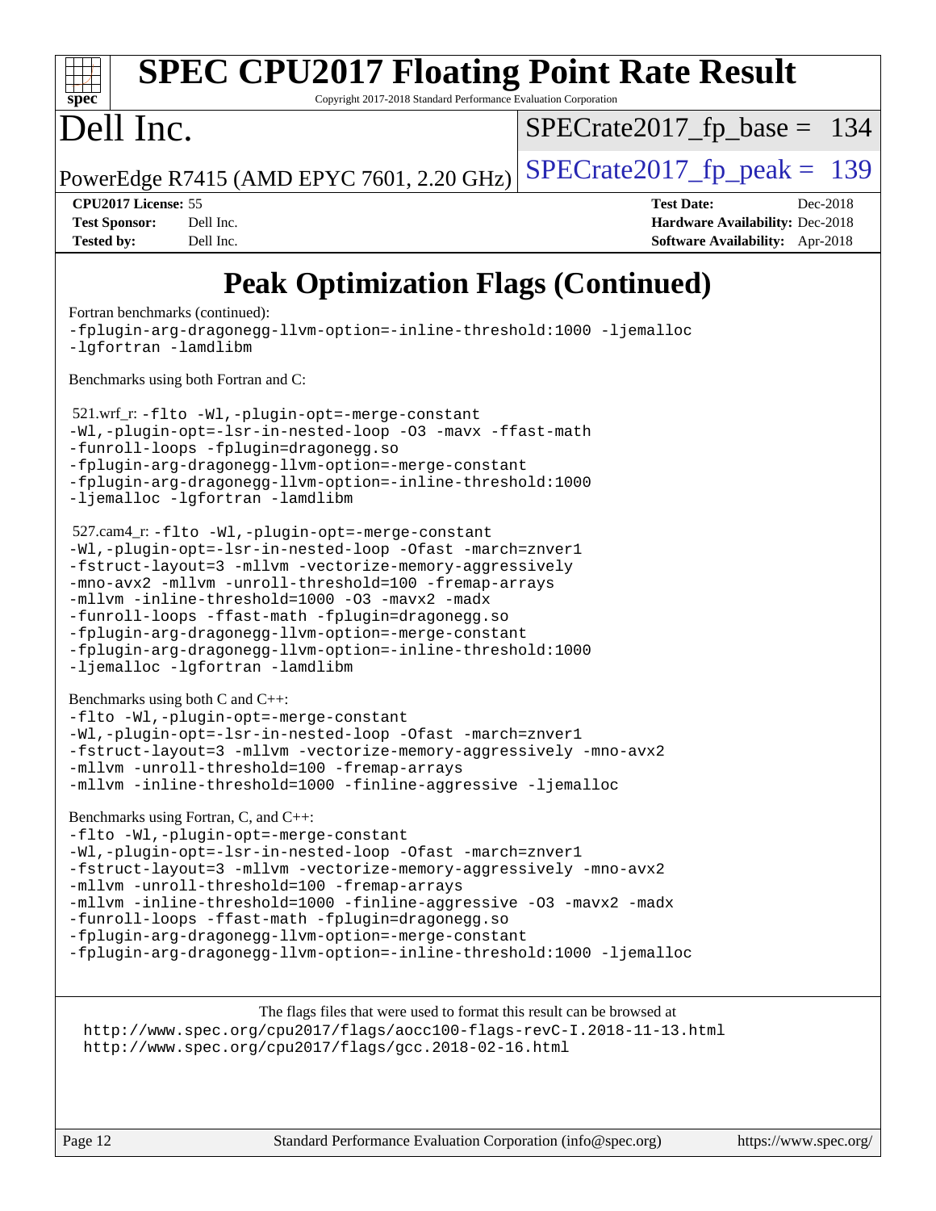# SPEC CPU2017 Floating Point Rate Result

Copyright 2017-2018 Standard Performance Evaluation Corporation

# Dell Inc.

PowerEdge R7415 (AMD EPYC 7601, 2.20 GHz)

SPECrate2017_fp_base = 134

SPECrate2017_fp_peak = 139

**CPU2017 License:** 55
**Test Sponsor:** Dell Inc.
**Tested by:** Dell Inc.

**Test Date:** Dec-2018
**Hardware Availability:** Dec-2018
**Software Availability:** Apr-2018

## Peak Optimization Flags (Continued)

Fortran benchmarks (continued):

```
-fplugin-arg-dragonegg-llvm-option=-inline-threshold:1000 -ljemalloc
-lgfortran -lamdlibm
```

Benchmarks using both Fortran and C:

521.wrf_r:
```
-flto -Wl,-plugin-opt=-merge-constant
-Wl,-plugin-opt=-lsr-in-nested-loop -O3 -mavx -ffast-math
-funroll-loops -fplugin=dragonegg.so
-fplugin-arg-dragonegg-llvm-option=-merge-constant
-fplugin-arg-dragonegg-llvm-option=-inline-threshold:1000
-ljemalloc -lgfortran -lamdlibm
```

527.cam4_r:
```
-flto -Wl,-plugin-opt=-merge-constant
-Wl,-plugin-opt=-lsr-in-nested-loop -Ofast -march=znver1
-fstruct-layout=3 -mllvm -vectorize-memory-aggressively
-mno-avx2 -mllvm -unroll-threshold=100 -fremap-arrays
-mllvm -inline-threshold=1000 -O3 -mavx2 -madx
-funroll-loops -ffast-math -fplugin=dragonegg.so
-fplugin-arg-dragonegg-llvm-option=-merge-constant
-fplugin-arg-dragonegg-llvm-option=-inline-threshold:1000
-ljemalloc -lgfortran -lamdlibm
```

Benchmarks using both C and C++:

```
-flto -Wl,-plugin-opt=-merge-constant
-Wl,-plugin-opt=-lsr-in-nested-loop -Ofast -march=znver1
-fstruct-layout=3 -mllvm -vectorize-memory-aggressively -mno-avx2
-mllvm -unroll-threshold=100 -fremap-arrays
-mllvm -inline-threshold=1000 -finline-aggressive -ljemalloc
```

Benchmarks using Fortran, C, and C++:

```
-flto -Wl,-plugin-opt=-merge-constant
-Wl,-plugin-opt=-lsr-in-nested-loop -Ofast -march=znver1
-fstruct-layout=3 -mllvm -vectorize-memory-aggressively -mno-avx2
-mllvm -unroll-threshold=100 -fremap-arrays
-mllvm -inline-threshold=1000 -finline-aggressive -O3 -mavx2 -madx
-funroll-loops -ffast-math -fplugin=dragonegg.so
-fplugin-arg-dragonegg-llvm-option=-merge-constant
-fplugin-arg-dragonegg-llvm-option=-inline-threshold:1000 -ljemalloc
```

The flags files that were used to format this result can be browsed at
http://www.spec.org/cpu2017/flags/aocc100-flags-revC-I.2018-11-13.html
http://www.spec.org/cpu2017/flags/gcc.2018-02-16.html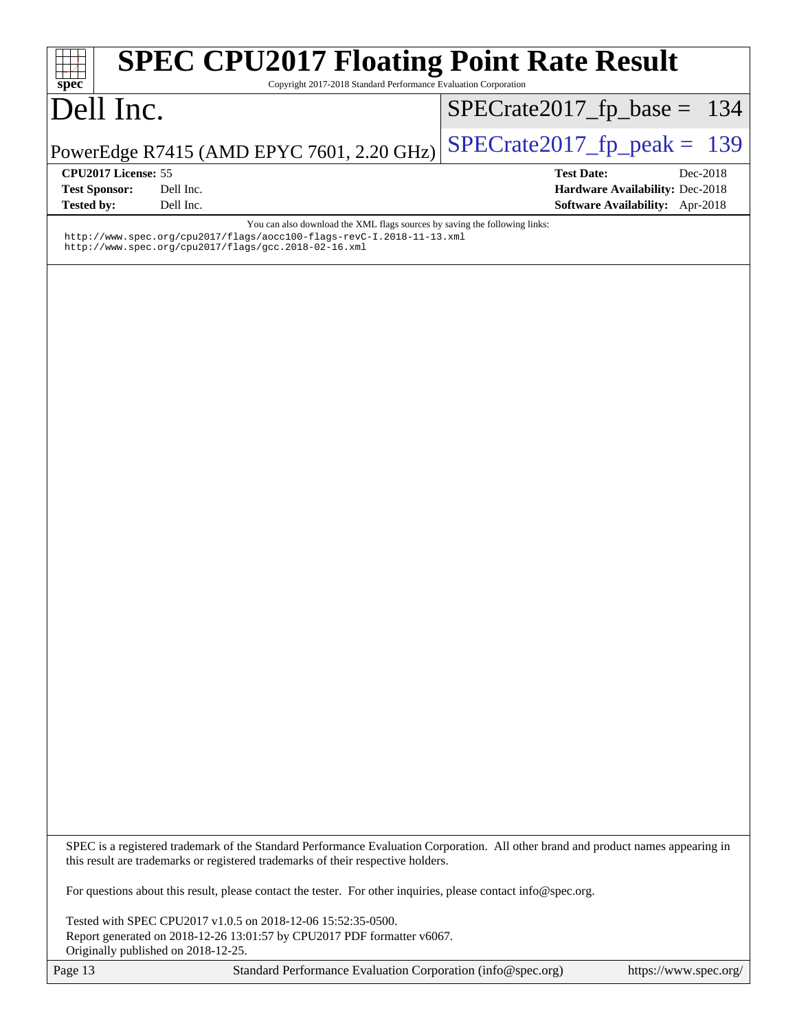You can also download the XML flags sources by saving the following links:

http://www.spec.org/cpu2017/flags/aocc100-flags-revC-I.2018-11-13.xml
http://www.spec.org/cpu2017/flags/gcc.2018-02-16.xml

SPEC is a registered trademark of the Standard Performance Evaluation Corporation. All other brand and product names appearing in this result are trademarks or registered trademarks of their respective holders.

For questions about this result, please contact the tester. For other inquiries, please contact info@spec.org.

Tested with SPEC CPU2017 v1.0.5 on 2018-12-06 15:52:35-0500.
Report generated on 2018-12-26 13:01:57 by CPU2017 PDF formatter v6067.
Originally published on 2018-12-25.